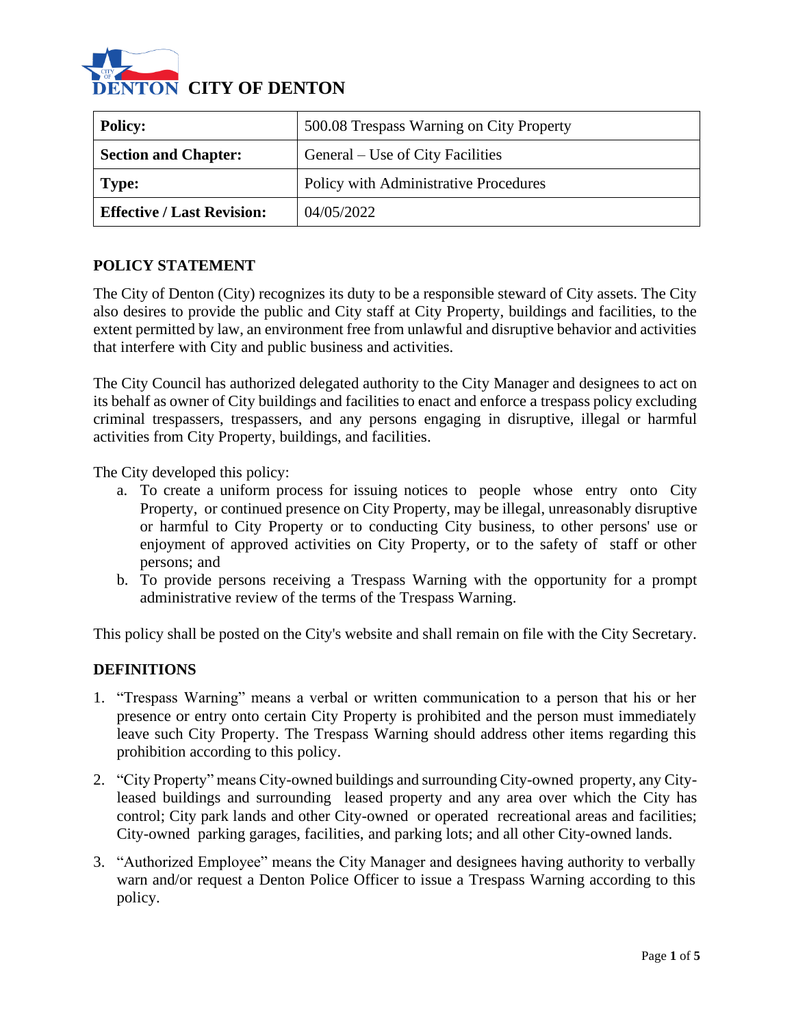# CITY OF DENTON

| **Policy:** | 500.08 Trespass Warning on City Property |
| --- | --- |
| **Section and Chapter:** | General – Use of City Facilities |
| **Type:** | Policy with Administrative Procedures |
| **Effective / Last Revision:** | 04/05/2022 |

## POLICY STATEMENT

The City of Denton (City) recognizes its duty to be a responsible steward of City assets. The City also desires to provide the public and City staff at City Property, buildings and facilities, to the extent permitted by law, an environment free from unlawful and disruptive behavior and activities that interfere with City and public business and activities.

The City Council has authorized delegated authority to the City Manager and designees to act on its behalf as owner of City buildings and facilities to enact and enforce a trespass policy excluding criminal trespassers, trespassers, and any persons engaging in disruptive, illegal or harmful activities from City Property, buildings, and facilities.

The City developed this policy:

a. To create a uniform process for issuing notices to people whose entry onto City Property, or continued presence on City Property, may be illegal, unreasonably disruptive or harmful to City Property or to conducting City business, to other persons' use or enjoyment of approved activities on City Property, or to the safety of staff or other persons; and
b. To provide persons receiving a Trespass Warning with the opportunity for a prompt administrative review of the terms of the Trespass Warning.

This policy shall be posted on the City's website and shall remain on file with the City Secretary.

## DEFINITIONS

1. "Trespass Warning" means a verbal or written communication to a person that his or her presence or entry onto certain City Property is prohibited and the person must immediately leave such City Property. The Trespass Warning should address other items regarding this prohibition according to this policy.

2. "City Property" means City-owned buildings and surrounding City-owned property, any City-leased buildings and surrounding leased property and any area over which the City has control; City park lands and other City-owned or operated recreational areas and facilities; City-owned parking garages, facilities, and parking lots; and all other City-owned lands.

3. "Authorized Employee" means the City Manager and designees having authority to verbally warn and/or request a Denton Police Officer to issue a Trespass Warning according to this policy.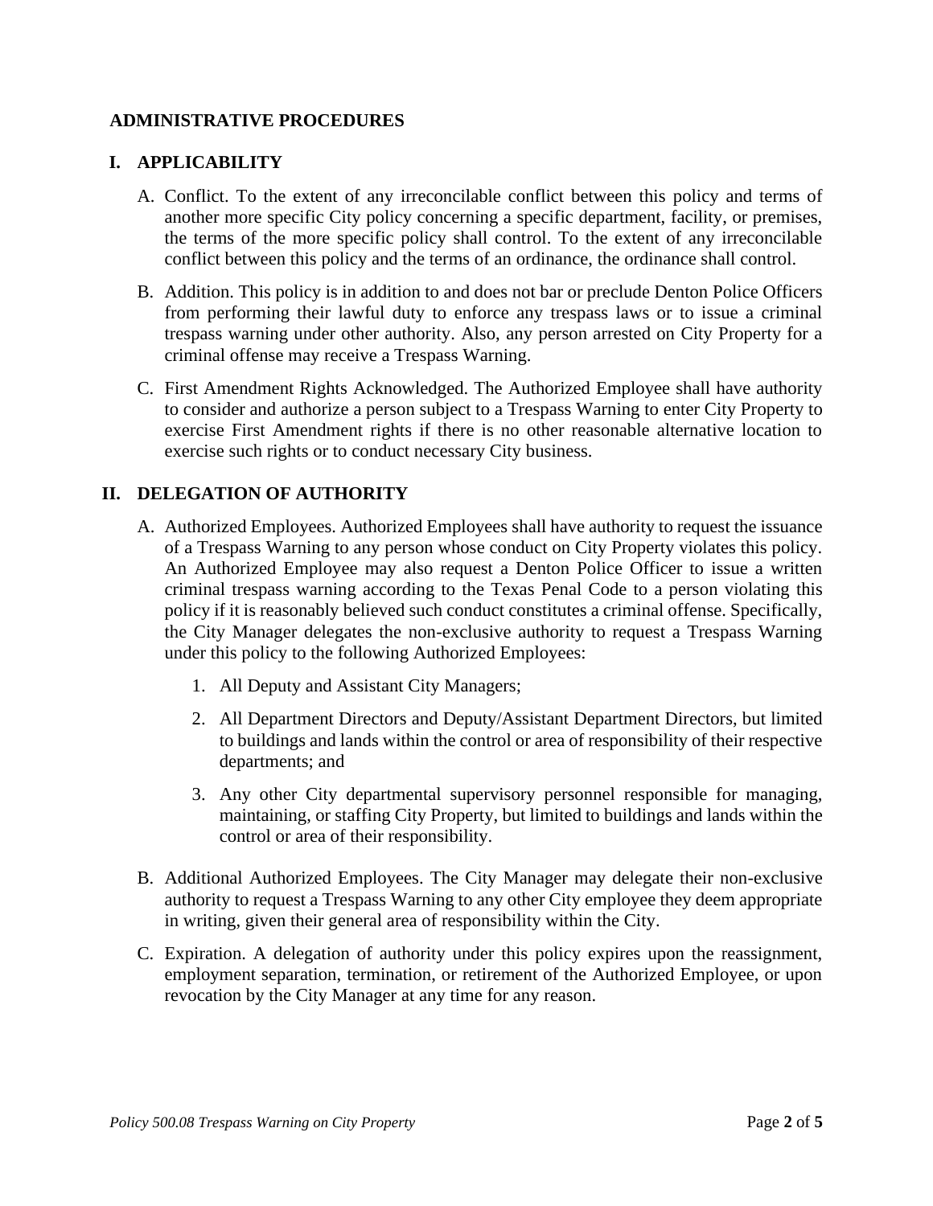## ADMINISTRATIVE PROCEDURES

### I. APPLICABILITY

A. Conflict. To the extent of any irreconcilable conflict between this policy and terms of another more specific City policy concerning a specific department, facility, or premises, the terms of the more specific policy shall control. To the extent of any irreconcilable conflict between this policy and the terms of an ordinance, the ordinance shall control.

B. Addition. This policy is in addition to and does not bar or preclude Denton Police Officers from performing their lawful duty to enforce any trespass laws or to issue a criminal trespass warning under other authority. Also, any person arrested on City Property for a criminal offense may receive a Trespass Warning.

C. First Amendment Rights Acknowledged. The Authorized Employee shall have authority to consider and authorize a person subject to a Trespass Warning to enter City Property to exercise First Amendment rights if there is no other reasonable alternative location to exercise such rights or to conduct necessary City business.

### II. DELEGATION OF AUTHORITY

A. Authorized Employees. Authorized Employees shall have authority to request the issuance of a Trespass Warning to any person whose conduct on City Property violates this policy. An Authorized Employee may also request a Denton Police Officer to issue a written criminal trespass warning according to the Texas Penal Code to a person violating this policy if it is reasonably believed such conduct constitutes a criminal offense. Specifically, the City Manager delegates the non-exclusive authority to request a Trespass Warning under this policy to the following Authorized Employees:

1. All Deputy and Assistant City Managers;
2. All Department Directors and Deputy/Assistant Department Directors, but limited to buildings and lands within the control or area of responsibility of their respective departments; and
3. Any other City departmental supervisory personnel responsible for managing, maintaining, or staffing City Property, but limited to buildings and lands within the control or area of their responsibility.

B. Additional Authorized Employees. The City Manager may delegate their non-exclusive authority to request a Trespass Warning to any other City employee they deem appropriate in writing, given their general area of responsibility within the City.

C. Expiration. A delegation of authority under this policy expires upon the reassignment, employment separation, termination, or retirement of the Authorized Employee, or upon revocation by the City Manager at any time for any reason.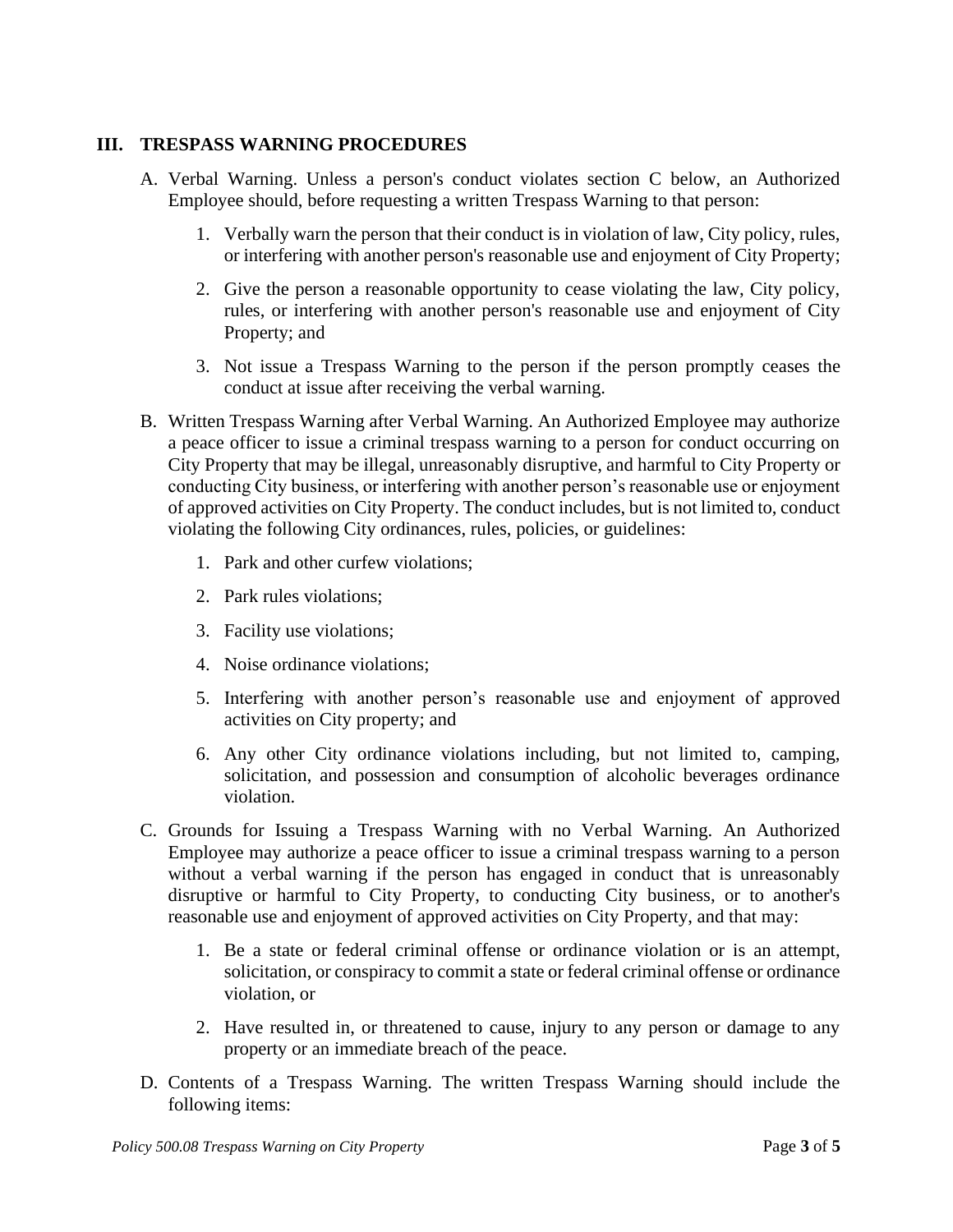## III. TRESPASS WARNING PROCEDURES

A. Verbal Warning. Unless a person's conduct violates section C below, an Authorized Employee should, before requesting a written Trespass Warning to that person:

   1. Verbally warn the person that their conduct is in violation of law, City policy, rules, or interfering with another person's reasonable use and enjoyment of City Property;

   2. Give the person a reasonable opportunity to cease violating the law, City policy, rules, or interfering with another person's reasonable use and enjoyment of City Property; and

   3. Not issue a Trespass Warning to the person if the person promptly ceases the conduct at issue after receiving the verbal warning.

B. Written Trespass Warning after Verbal Warning. An Authorized Employee may authorize a peace officer to issue a criminal trespass warning to a person for conduct occurring on City Property that may be illegal, unreasonably disruptive, and harmful to City Property or conducting City business, or interfering with another person's reasonable use or enjoyment of approved activities on City Property. The conduct includes, but is not limited to, conduct violating the following City ordinances, rules, policies, or guidelines:

   1. Park and other curfew violations;

   2. Park rules violations;

   3. Facility use violations;

   4. Noise ordinance violations;

   5. Interfering with another person's reasonable use and enjoyment of approved activities on City property; and

   6. Any other City ordinance violations including, but not limited to, camping, solicitation, and possession and consumption of alcoholic beverages ordinance violation.

C. Grounds for Issuing a Trespass Warning with no Verbal Warning. An Authorized Employee may authorize a peace officer to issue a criminal trespass warning to a person without a verbal warning if the person has engaged in conduct that is unreasonably disruptive or harmful to City Property, to conducting City business, or to another's reasonable use and enjoyment of approved activities on City Property, and that may:

   1. Be a state or federal criminal offense or ordinance violation or is an attempt, solicitation, or conspiracy to commit a state or federal criminal offense or ordinance violation, or

   2. Have resulted in, or threatened to cause, injury to any person or damage to any property or an immediate breach of the peace.

D. Contents of a Trespass Warning. The written Trespass Warning should include the following items: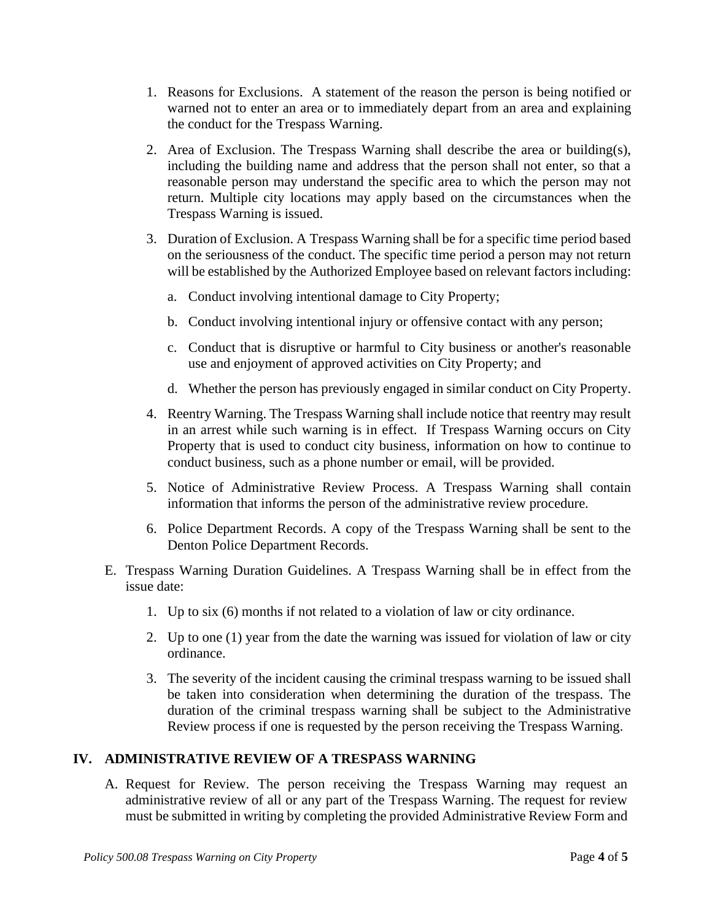1. Reasons for Exclusions. A statement of the reason the person is being notified or warned not to enter an area or to immediately depart from an area and explaining the conduct for the Trespass Warning.

2. Area of Exclusion. The Trespass Warning shall describe the area or building(s), including the building name and address that the person shall not enter, so that a reasonable person may understand the specific area to which the person may not return. Multiple city locations may apply based on the circumstances when the Trespass Warning is issued.

3. Duration of Exclusion. A Trespass Warning shall be for a specific time period based on the seriousness of the conduct. The specific time period a person may not return will be established by the Authorized Employee based on relevant factors including:

   a. Conduct involving intentional damage to City Property;

   b. Conduct involving intentional injury or offensive contact with any person;

   c. Conduct that is disruptive or harmful to City business or another's reasonable use and enjoyment of approved activities on City Property; and

   d. Whether the person has previously engaged in similar conduct on City Property.

4. Reentry Warning. The Trespass Warning shall include notice that reentry may result in an arrest while such warning is in effect. If Trespass Warning occurs on City Property that is used to conduct city business, information on how to continue to conduct business, such as a phone number or email, will be provided.

5. Notice of Administrative Review Process. A Trespass Warning shall contain information that informs the person of the administrative review procedure.

6. Police Department Records. A copy of the Trespass Warning shall be sent to the Denton Police Department Records.

E. Trespass Warning Duration Guidelines. A Trespass Warning shall be in effect from the issue date:

   1. Up to six (6) months if not related to a violation of law or city ordinance.

   2. Up to one (1) year from the date the warning was issued for violation of law or city ordinance.

   3. The severity of the incident causing the criminal trespass warning to be issued shall be taken into consideration when determining the duration of the trespass. The duration of the criminal trespass warning shall be subject to the Administrative Review process if one is requested by the person receiving the Trespass Warning.

## IV. ADMINISTRATIVE REVIEW OF A TRESPASS WARNING

A. Request for Review. The person receiving the Trespass Warning may request an administrative review of all or any part of the Trespass Warning. The request for review must be submitted in writing by completing the provided Administrative Review Form and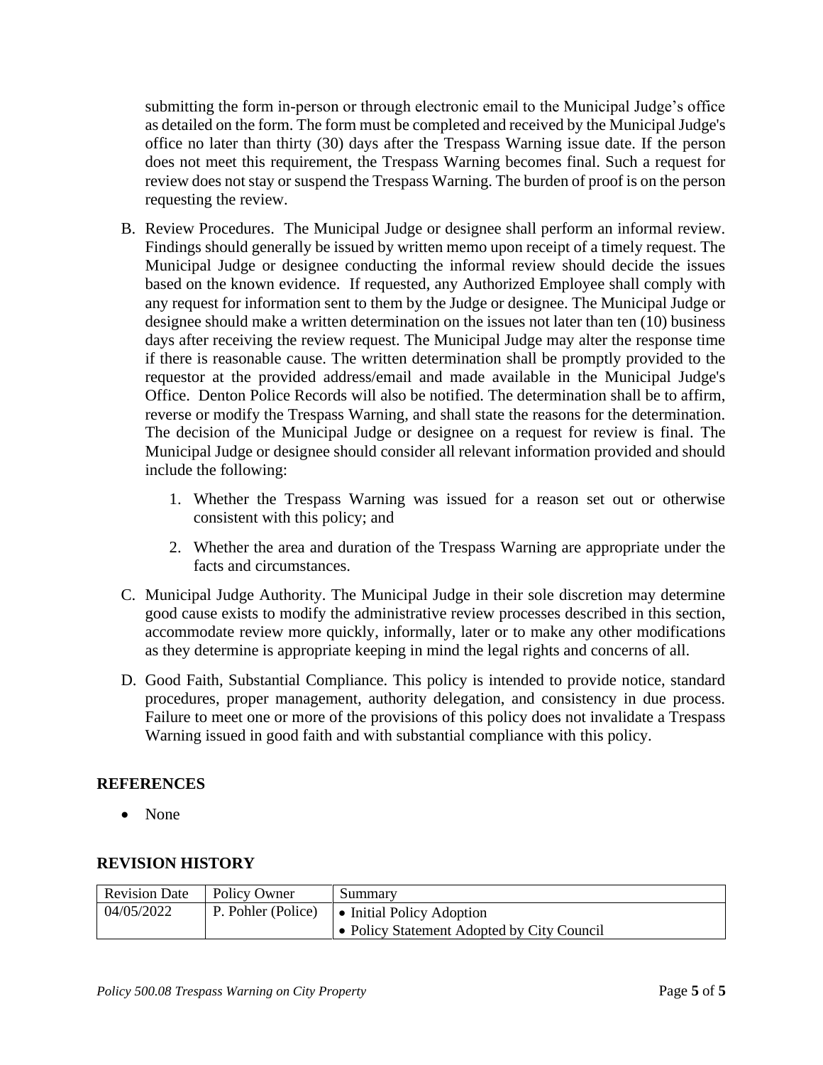submitting the form in-person or through electronic email to the Municipal Judge's office as detailed on the form. The form must be completed and received by the Municipal Judge's office no later than thirty (30) days after the Trespass Warning issue date. If the person does not meet this requirement, the Trespass Warning becomes final. Such a request for review does not stay or suspend the Trespass Warning. The burden of proof is on the person requesting the review.

B. Review Procedures. The Municipal Judge or designee shall perform an informal review. Findings should generally be issued by written memo upon receipt of a timely request. The Municipal Judge or designee conducting the informal review should decide the issues based on the known evidence. If requested, any Authorized Employee shall comply with any request for information sent to them by the Judge or designee. The Municipal Judge or designee should make a written determination on the issues not later than ten (10) business days after receiving the review request. The Municipal Judge may alter the response time if there is reasonable cause. The written determination shall be promptly provided to the requestor at the provided address/email and made available in the Municipal Judge's Office. Denton Police Records will also be notified. The determination shall be to affirm, reverse or modify the Trespass Warning, and shall state the reasons for the determination. The decision of the Municipal Judge or designee on a request for review is final. The Municipal Judge or designee should consider all relevant information provided and should include the following:

   1. Whether the Trespass Warning was issued for a reason set out or otherwise consistent with this policy; and

   2. Whether the area and duration of the Trespass Warning are appropriate under the facts and circumstances.

C. Municipal Judge Authority. The Municipal Judge in their sole discretion may determine good cause exists to modify the administrative review processes described in this section, accommodate review more quickly, informally, later or to make any other modifications as they determine is appropriate keeping in mind the legal rights and concerns of all.

D. Good Faith, Substantial Compliance. This policy is intended to provide notice, standard procedures, proper management, authority delegation, and consistency in due process. Failure to meet one or more of the provisions of this policy does not invalidate a Trespass Warning issued in good faith and with substantial compliance with this policy.

## REFERENCES

- None

## REVISION HISTORY

| Revision Date | Policy Owner | Summary |
|---|---|---|
| 04/05/2022 | P. Pohler (Police) | • Initial Policy Adoption<br>• Policy Statement Adopted by City Council |